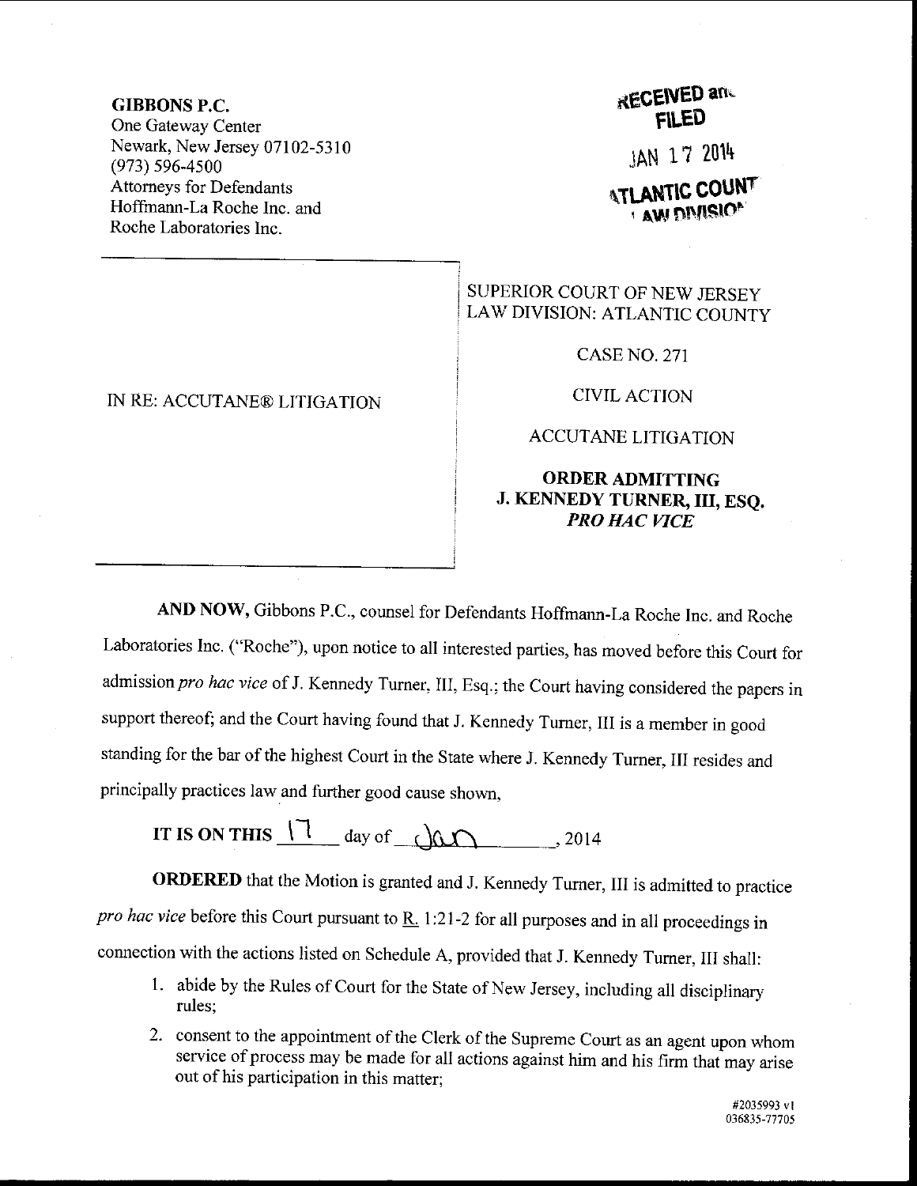**GIBBONS P.C.**
One Gateway Center
Newark, New Jersey 07102-5310
(973) 596-4500
Attorneys for Defendants
Hoffmann-La Roche Inc. and
Roche Laboratories Inc.

RECEIVED and FILED
JAN 17 2014
ATLANTIC COUNTY LAW DIVISION

IN RE: ACCUTANE® LITIGATION

SUPERIOR COURT OF NEW JERSEY
LAW DIVISION: ATLANTIC COUNTY

CASE NO. 271

CIVIL ACTION

ACCUTANE LITIGATION

**ORDER ADMITTING J. KENNEDY TURNER, III, ESQ. *PRO HAC VICE***

**AND NOW,** Gibbons P.C., counsel for Defendants Hoffmann-La Roche Inc. and Roche Laboratories Inc. ("Roche"), upon notice to all interested parties, has moved before this Court for admission *pro hac vice* of J. Kennedy Turner, III, Esq.; the Court having considered the papers in support thereof; and the Court having found that J. Kennedy Turner, III is a member in good standing for the bar of the highest Court in the State where J. Kennedy Turner, III resides and principally practices law and further good cause shown,

**IT IS ON THIS** 17 day of Jan, 2014

**ORDERED** that the Motion is granted and J. Kennedy Turner, III is admitted to practice *pro hac vice* before this Court pursuant to R. 1:21-2 for all purposes and in all proceedings in connection with the actions listed on Schedule A, provided that J. Kennedy Turner, III shall:

1. abide by the Rules of Court for the State of New Jersey, including all disciplinary rules;
2. consent to the appointment of the Clerk of the Supreme Court as an agent upon whom service of process may be made for all actions against him and his firm that may arise out of his participation in this matter;

#2035993 v1
036835-77705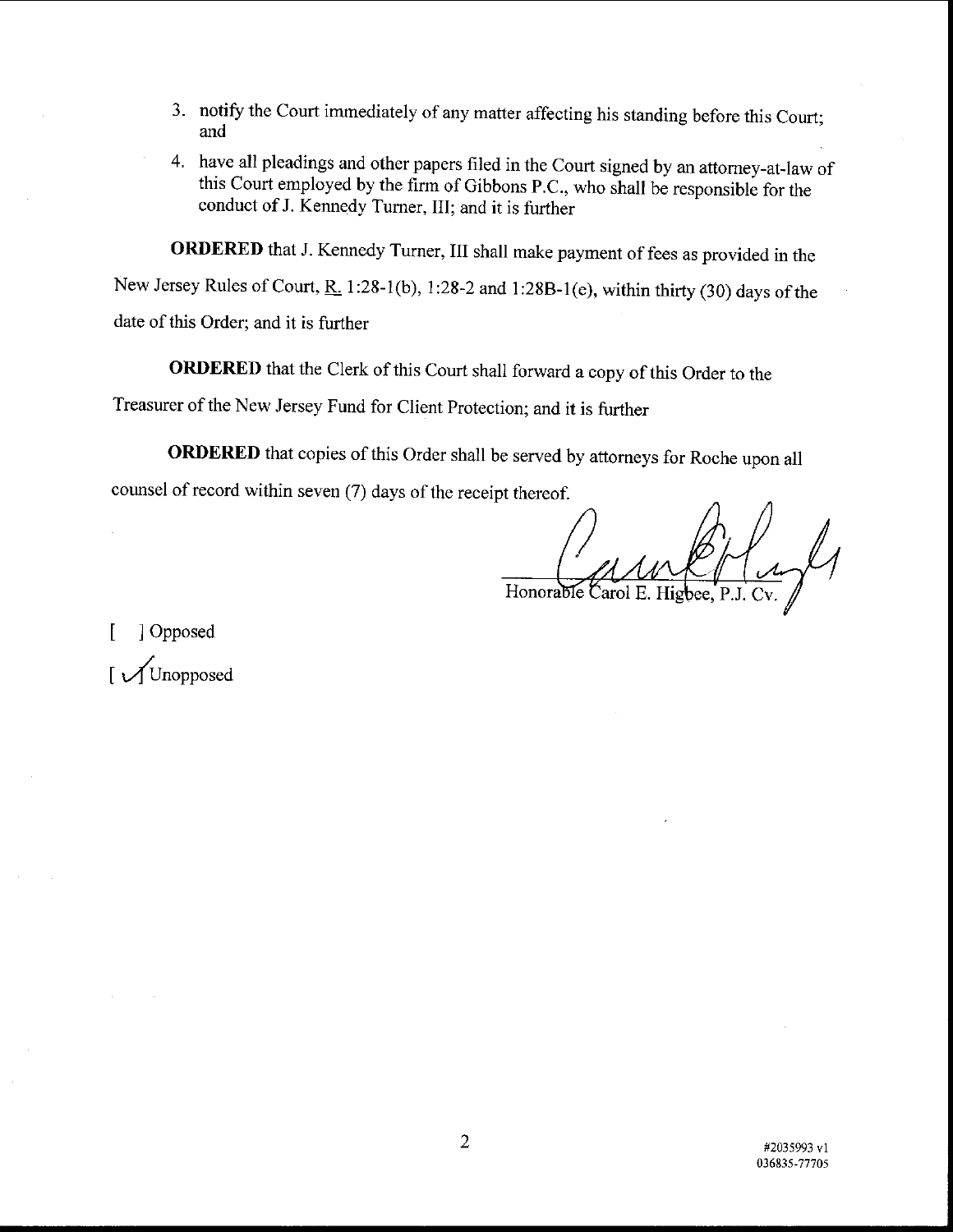3. notify the Court immediately of any matter affecting his standing before this Court; and

4. have all pleadings and other papers filed in the Court signed by an attorney-at-law of this Court employed by the firm of Gibbons P.C., who shall be responsible for the conduct of J. Kennedy Turner, III; and it is further

**ORDERED** that J. Kennedy Turner, III shall make payment of fees as provided in the New Jersey Rules of Court, R. 1:28-1(b), 1:28-2 and 1:28B-1(e), within thirty (30) days of the date of this Order; and it is further

**ORDERED** that the Clerk of this Court shall forward a copy of this Order to the Treasurer of the New Jersey Fund for Client Protection; and it is further

**ORDERED** that copies of this Order shall be served by attorneys for Roche upon all counsel of record within seven (7) days of the receipt thereof.

Honorable Carol E. Higbee, P.J. Cv.

[ ] Opposed

[ ✓ ] Unopposed

#2035993 v1
036835-77705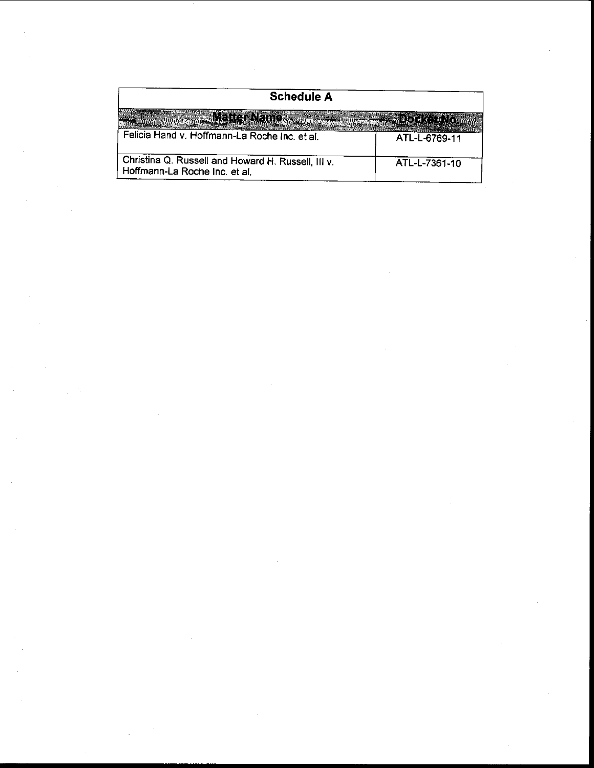| Schedule A | |
|---|---|
| **Matter Name** | **Docket No.** |
| Felicia Hand v. Hoffmann-La Roche Inc. et al. | ATL-L-6769-11 |
| Christina Q. Russell and Howard H. Russell, III v. Hoffmann-La Roche Inc. et al. | ATL-L-7361-10 |